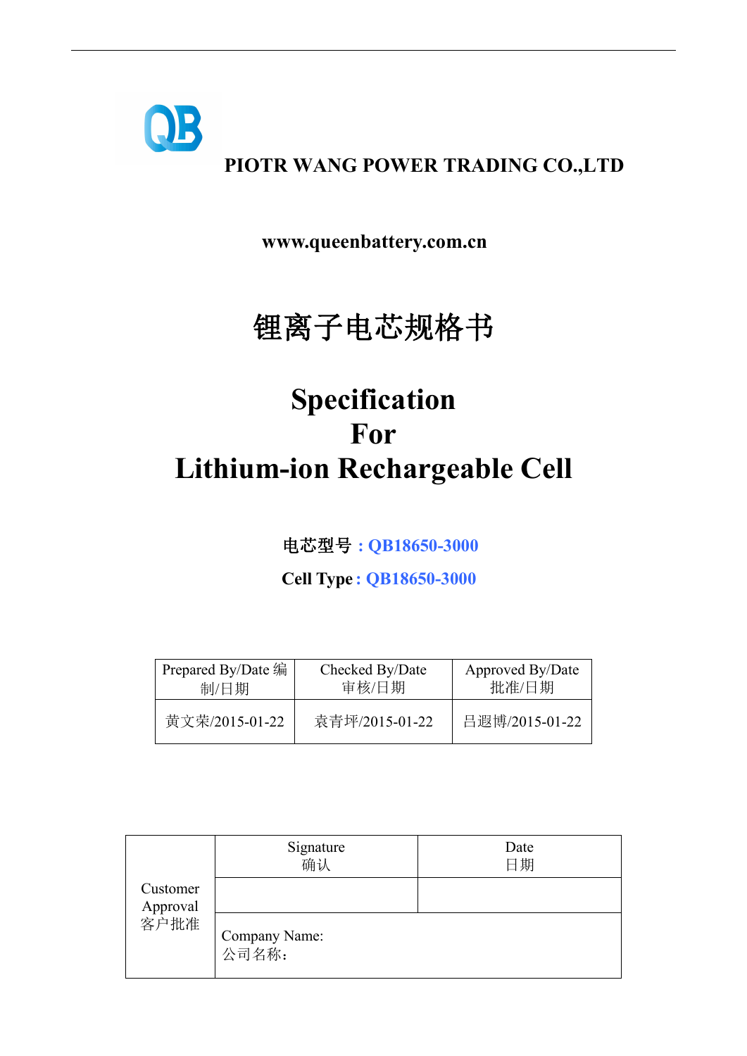**PIOTR WANG POWER TRADING CO.,LTD**

**www.queenbattery.com.cn**

# 锂离子电芯规格书

# Specification For Lithium-ion Rechargeable Cell

**电芯型号：QB18650-3000**

**Cell Type: QB18650-3000**

| Prepared By/Date 编制/日期 | Checked By/Date 审核/日期 | Approved By/Date 批准/日期 |
|---|---|---|
| 黄文荣/2015-01-22 | 袁青坪/2015-01-22 | 吕遐博/2015-01-22 |

| Customer Approval 客户批准 | Signature 确认 | Date 日期 |
|---|---|---|
| | | |
| | Company Name: 公司名称： | |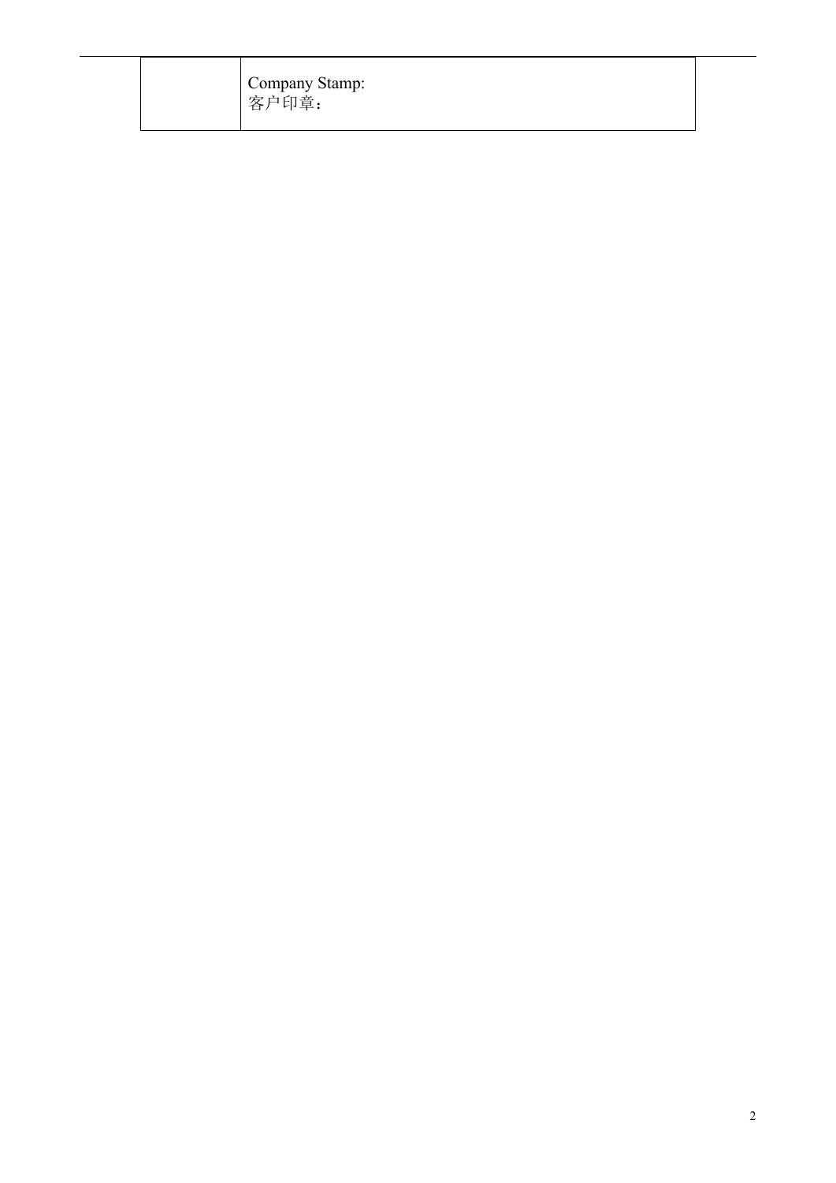|  | Company Stamp:<br>客户印章： |
| --- | --- |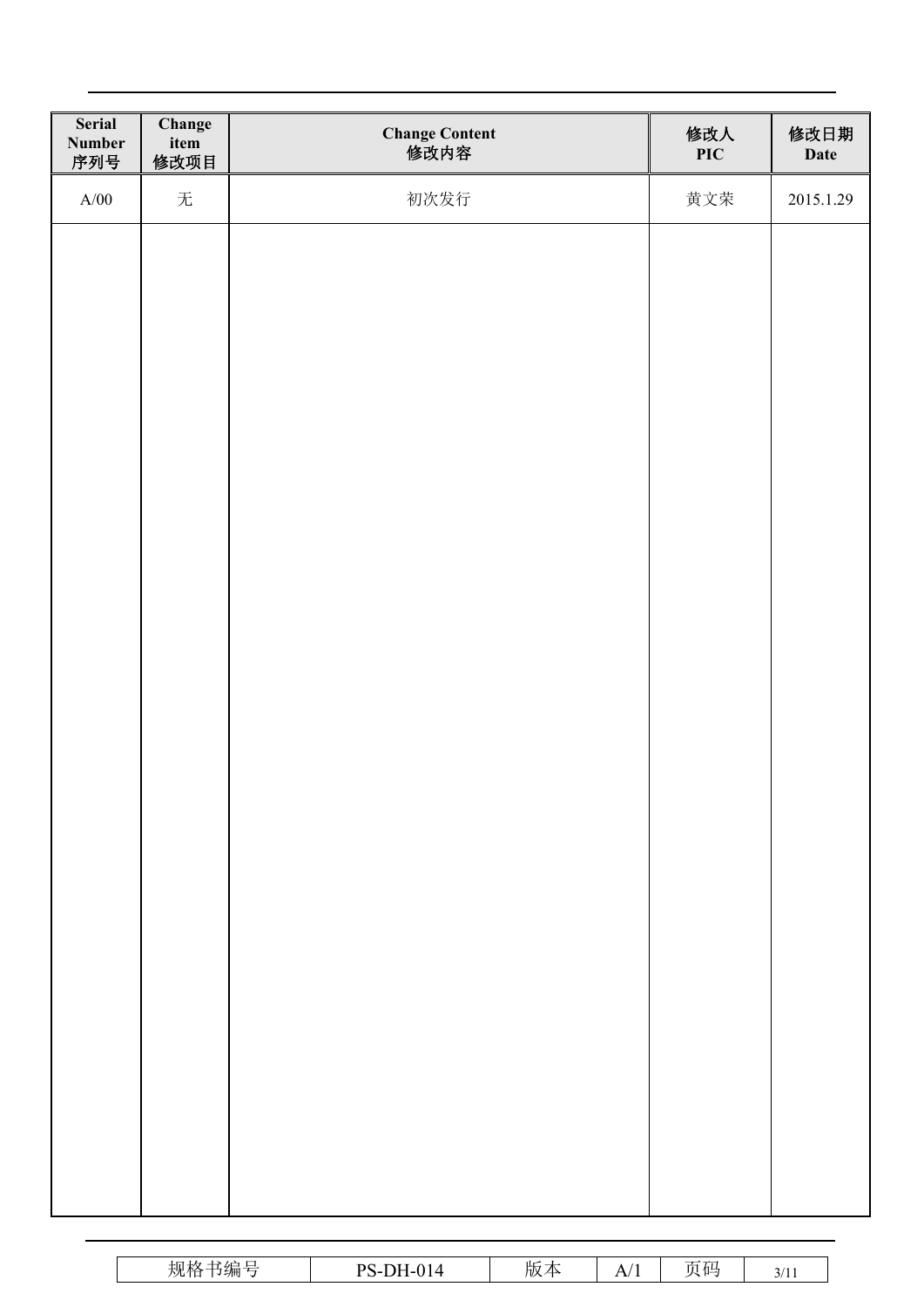| Serial Number 序列号 | Change item 修改项目 | Change Content 修改内容 | 修改人 PIC | 修改日期 Date |
| --- | --- | --- | --- | --- |
| A/00 | 无 | 初次发行 | 黄文荣 | 2015.1.29 |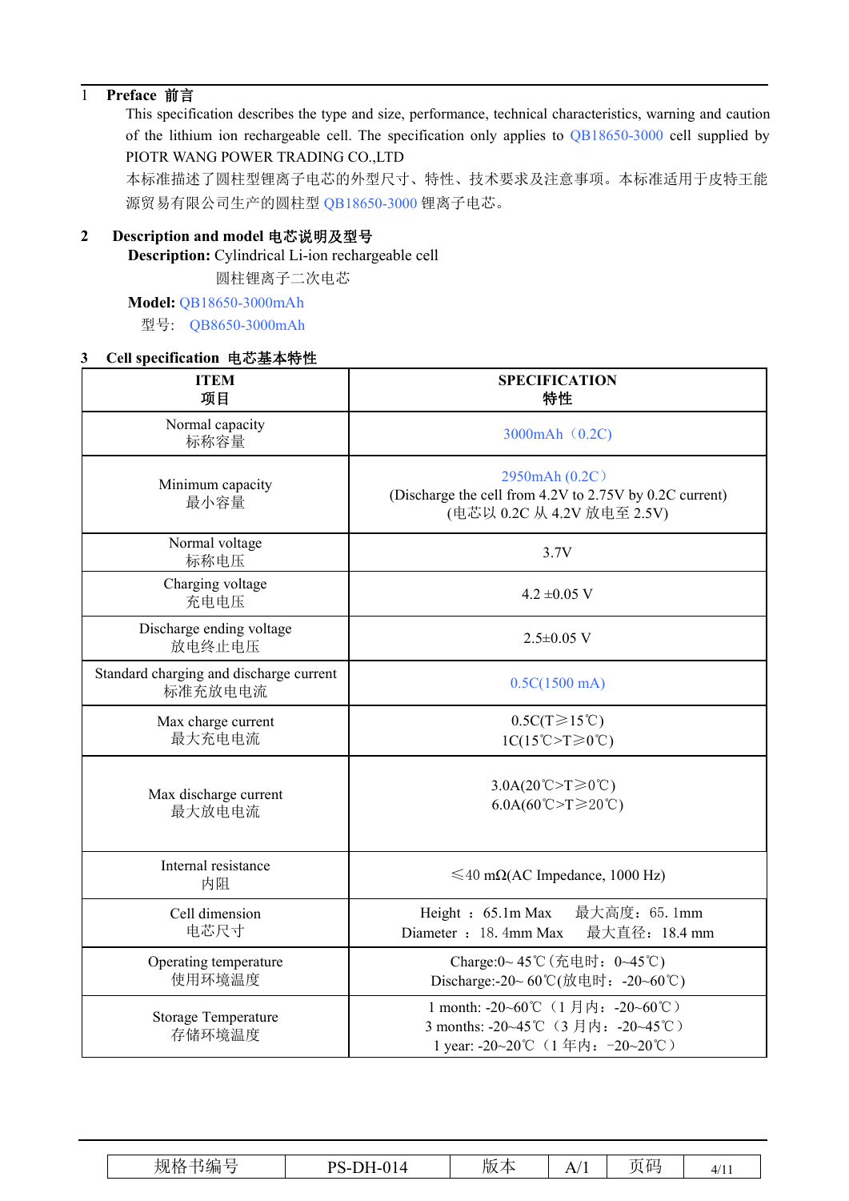## 1 Preface 前言

This specification describes the type and size, performance, technical characteristics, warning and caution of the lithium ion rechargeable cell. The specification only applies to QB18650-3000 cell supplied by PIOTR WANG POWER TRADING CO.,LTD

本标准描述了圆柱型锂离子电芯的外型尺寸、特性、技术要求及注意事项。本标准适用于皮特王能源贸易有限公司生产的圆柱型 QB18650-3000 锂离子电芯。

## 2 Description and model 电芯说明及型号

**Description:** Cylindrical Li-ion rechargeable cell

圆柱锂离子二次电芯

**Model:** QB18650-3000mAh

型号: QB8650-3000mAh

## 3 Cell specification 电芯基本特性

| ITEM<br>项目 | SPECIFICATION<br>特性 |
|---|---|
| Normal capacity<br>标称容量 | 3000mAh（0.2C) |
| Minimum capacity<br>最小容量 | 2950mAh (0.2C）<br>(Discharge the cell from 4.2V to 2.75V by 0.2C current)<br>(电芯以 0.2C 从 4.2V 放电至 2.5V) |
| Normal voltage<br>标称电压 | 3.7V |
| Charging voltage<br>充电电压 | 4.2 ±0.05 V |
| Discharge ending voltage<br>放电终止电压 | 2.5±0.05 V |
| Standard charging and discharge current<br>标准充放电电流 | 0.5C(1500 mA) |
| Max charge current<br>最大充电电流 | 0.5C(T≥15℃)<br>1C(15℃>T≥0℃) |
| Max discharge current<br>最大放电电流 | 3.0A(20℃>T≥0℃)<br>6.0A(60℃>T≥20℃) |
| Internal resistance<br>内阻 | ≤40 mΩ(AC Impedance, 1000 Hz) |
| Cell dimension<br>电芯尺寸 | Height ： 65.1m Max 最大高度：65. 1mm<br>Diameter ： 18. 4mm Max 最大直径：18.4 mm |
| Operating temperature<br>使用环境温度 | Charge:0~ 45℃(充电时：0~45℃)<br>Discharge:-20~ 60℃(放电时：-20~60℃) |
| Storage Temperature<br>存储环境温度 | 1 month: -20~60℃（1 月内：-20~60℃）<br>3 months: -20~45℃（3 月内：-20~45℃）<br>1 year: -20~20℃（1 年内：-20~20℃） |

| 规格书编号 | PS-DH-014 | 版本 | A/1 | 页码 | 4/11 |
|---|---|---|---|---|---|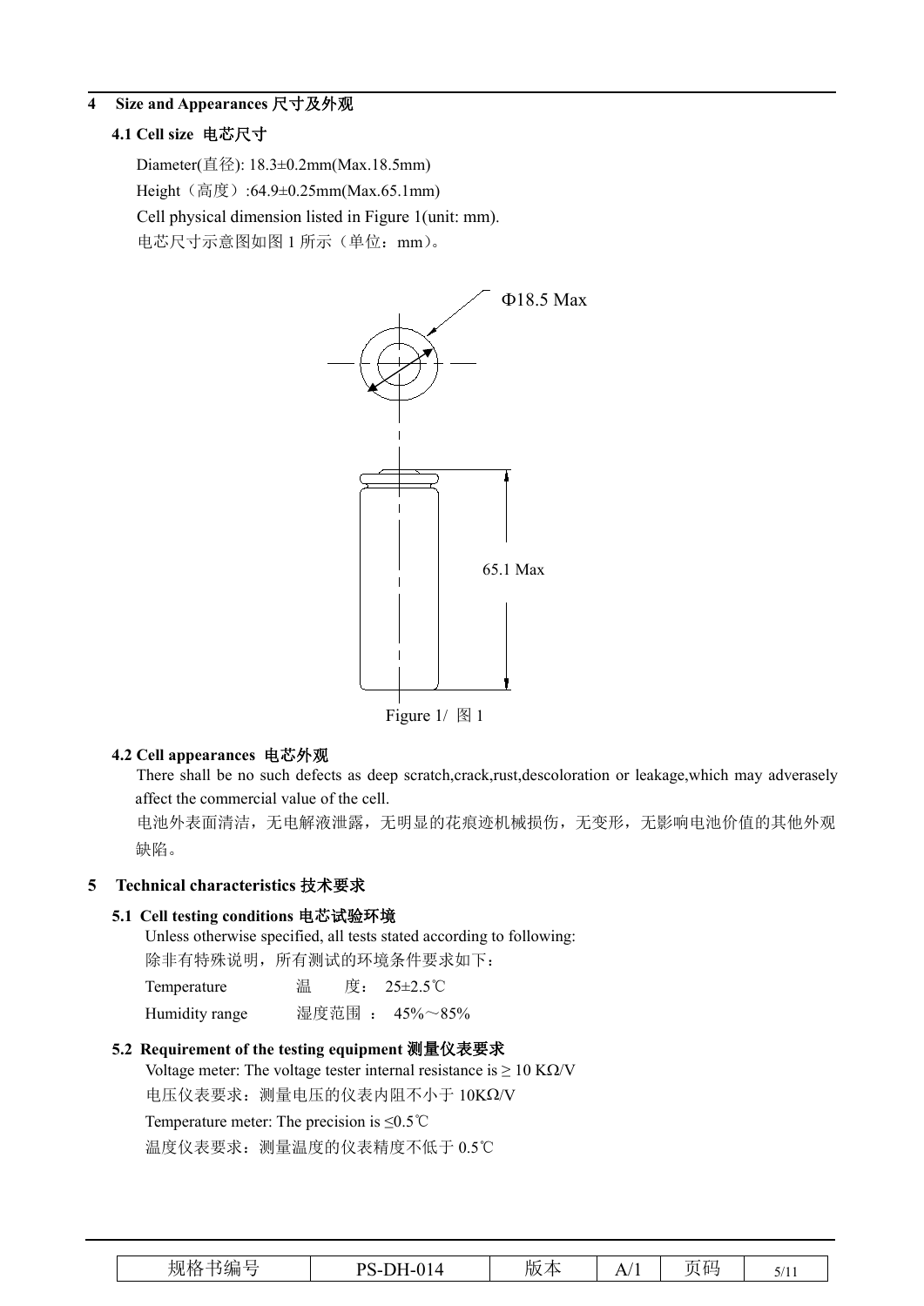## 4 Size and Appearances 尺寸及外观

### 4.1 Cell size 电芯尺寸

Diameter(直径): 18.3±0.2mm(Max.18.5mm)

Height（高度）:64.9±0.25mm(Max.65.1mm)

Cell physical dimension listed in Figure 1(unit: mm).

电芯尺寸示意图如图 1 所示（单位：mm）。

Φ18.5 Max

65.1 Max

Figure 1/ 图 1

### 4.2 Cell appearances 电芯外观

There shall be no such defects as deep scratch,crack,rust,descoloration or leakage,which may adverasely affect the commercial value of the cell.

电池外表面清洁，无电解液泄露，无明显的花痕迹机械损伤，无变形，无影响电池价值的其他外观缺陷。

## 5 Technical characteristics 技术要求

### 5.1 Cell testing conditions 电芯试验环境

Unless otherwise specified, all tests stated according to following:

除非有特殊说明，所有测试的环境条件要求如下：

| Temperature | 温　度： | 25±2.5℃ |
|---|---|---|
| Humidity range | 湿度范围 ： | 45%～85% |

### 5.2 Requirement of the testing equipment 测量仪表要求

Voltage meter: The voltage tester internal resistance is ≥ 10 KΩ/V

电压仪表要求：测量电压的仪表内阻不小于 10KΩ/V

Temperature meter: The precision is ≤0.5℃

温度仪表要求：测量温度的仪表精度不低于 0.5℃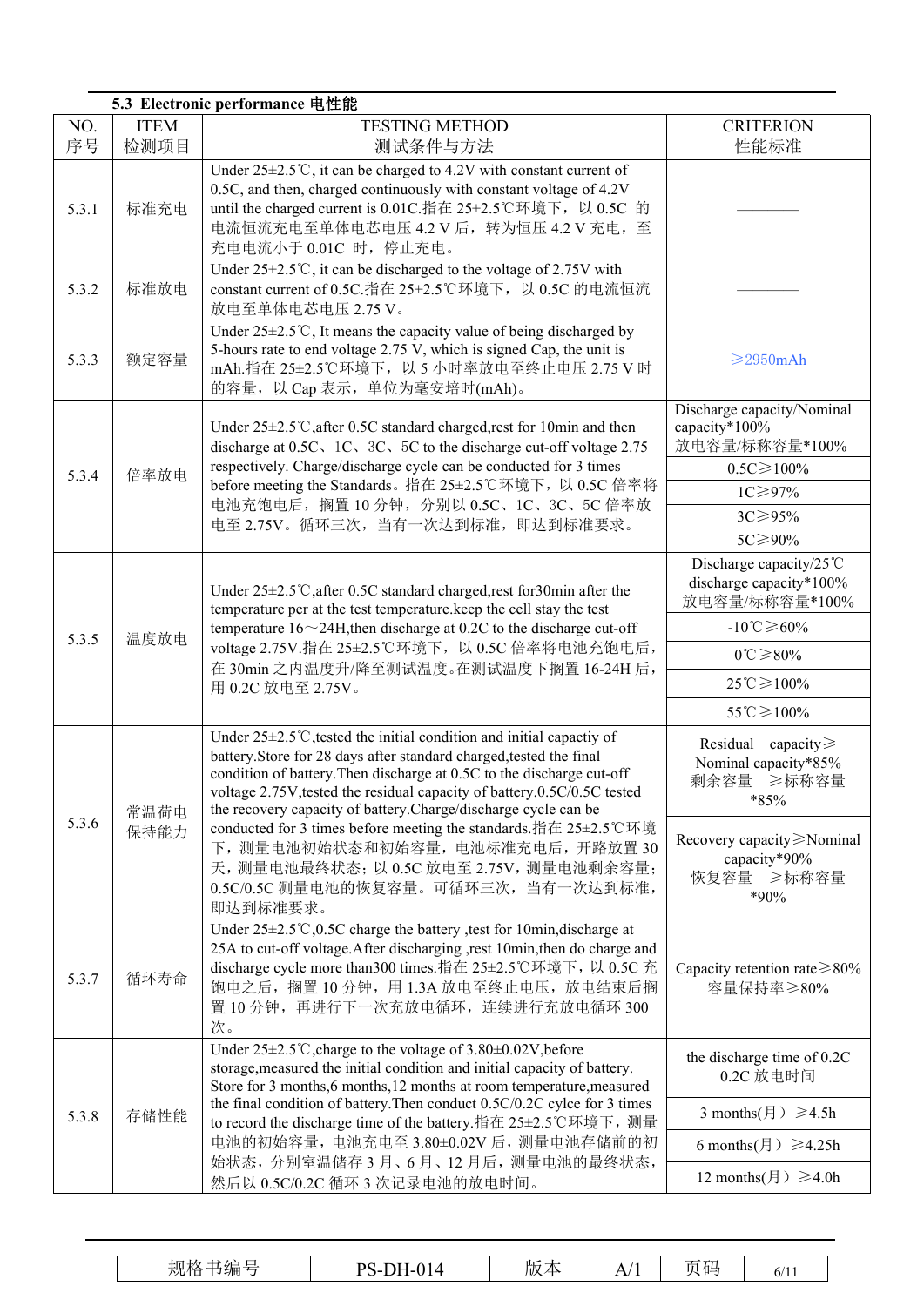### 5.3 Electronic performance 电性能

| NO. 序号 | ITEM 检测项目 | TESTING METHOD 测试条件与方法 | CRITERION 性能标准 |
|---|---|---|---|
| 5.3.1 | 标准充电 | Under 25±2.5℃, it can be charged to 4.2V with constant current of 0.5C, and then, charged continuously with constant voltage of 4.2V until the charged current is 0.01C.指在 25±2.5℃环境下，以 0.5C 的电流恒流充电至单体电芯电压 4.2 V 后，转为恒压 4.2 V 充电，至充电电流小于 0.01C 时，停止充电。 | ———— |
| 5.3.2 | 标准放电 | Under 25±2.5℃, it can be discharged to the voltage of 2.75V with constant current of 0.5C.指在 25±2.5℃环境下，以 0.5C 的电流恒流放电至单体电芯电压 2.75 V。 | ———— |
| 5.3.3 | 额定容量 | Under 25±2.5℃, It means the capacity value of being discharged by 5-hours rate to end voltage 2.75 V, which is signed Cap, the unit is mAh.指在 25±2.5℃环境下，以 5 小时率放电至终止电压 2.75 V 时的容量，以 Cap 表示，单位为毫安培时(mAh)。 | ≥2950mAh |
| 5.3.4 | 倍率放电 | Under 25±2.5℃,after 0.5C standard charged,rest for 10min and then discharge at 0.5C、1C、3C、5C to the discharge cut-off voltage 2.75 respectively. Charge/discharge cycle can be conducted for 3 times before meeting the Standards。指在 25±2.5℃环境下，以 0.5C 倍率将电池充饱电后，搁置 10 分钟，分别以 0.5C、1C、3C、5C 倍率放电至 2.75V。循环三次，当有一次达到标准，即达到标准要求。 | Discharge capacity/Nominal capacity*100% 放电容量/标称容量*100% |
| | | | 0.5C≥100% |
| | | | 1C≥97% |
| | | | 3C≥95% |
| | | | 5C≥90% |
| 5.3.5 | 温度放电 | Under 25±2.5℃,after 0.5C standard charged,rest for30min after the temperature per at the test temperature.keep the cell stay the test temperature 16～24H,then discharge at 0.2C to the discharge cut-off voltage 2.75V.指在 25±2.5℃环境下，以 0.5C 倍率将电池充饱电后，在 30min 之内温度升/降至测试温度。在测试温度下搁置 16-24H 后，用 0.2C 放电至 2.75V。 | Discharge capacity/25℃ discharge capacity*100% 放电容量/标称容量*100% |
| | | | -10℃≥60% |
| | | | 0℃≥80% |
| | | | 25℃≥100% |
| | | | 55℃≥100% |
| 5.3.6 | 常温荷电保持能力 | Under 25±2.5℃,tested the initial condition and initial capactiy of battery.Store for 28 days after standard charged,tested the final condition of battery.Then discharge at 0.5C to the discharge cut-off voltage 2.75V,tested the residual capacity of battery.0.5C/0.5C tested the recovery capacity of battery.Charge/discharge cycle can be conducted for 3 times before meeting the standards.指在 25±2.5℃环境下，测量电池初始状态和初始容量，电池标准充电后，开路放置 30 天，测量电池最终状态；以 0.5C 放电至 2.75V，测量电池剩余容量；0.5C/0.5C 测量电池的恢复容量。可循环三次，当有一次达到标准，即达到标准要求。 | Residual capacity≥ Nominal capacity*85% 剩余容量 ≥标称容量 *85% |
| | | | Recovery capacity≥Nominal capacity*90% 恢复容量 ≥标称容量 *90% |
| 5.3.7 | 循环寿命 | Under 25±2.5℃,0.5C charge the battery ,test for 10min,discharge at 25A to cut-off voltage.After discharging ,rest 10min,then do charge and discharge cycle more than300 times.指在 25±2.5℃环境下，以 0.5C 充饱电之后，搁置 10 分钟，用 1.3A 放电至终止电压，放电结束后搁置 10 分钟，再进行下一次充放电循环，连续进行充放电循环 300 次。 | Capacity retention rate≥80% 容量保持率≥80% |
| 5.3.8 | 存储性能 | Under 25±2.5℃,charge to the voltage of 3.80±0.02V,before storage,measured the initial condition and initial capacity of battery. Store for 3 months,6 months,12 months at room temperature,measured the final condition of battery.Then conduct 0.5C/0.2C cycle for 3 times to record the discharge time of the battery.指在 25±2.5℃环境下，测量电池的初始容量，电池充电至 3.80±0.02V 后，测量电池存储前的初始状态，分别室温储存 3 月、6 月、12 月后，测量电池的最终状态，然后以 0.5C/0.2C 循环 3 次记录电池的放电时间。 | the discharge time of 0.2C 0.2C 放电时间 |
| | | | 3 months(月）≥4.5h |
| | | | 6 months(月）≥4.25h |
| | | | 12 months(月）≥4.0h |

| 规格书编号 | PS-DH-014 | 版本 | A/1 | 页码 | 6/11 |
|---|---|---|---|---|---|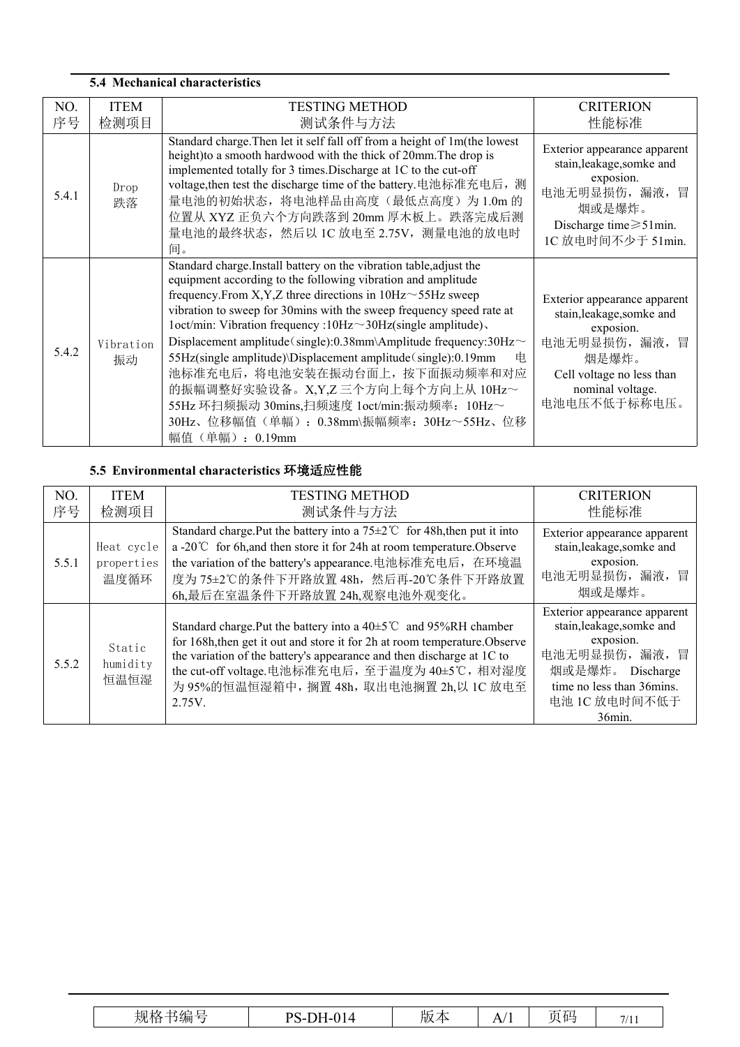### 5.4 Mechanical characteristics

| NO. 序号 | ITEM 检测项目 | TESTING METHOD 测试条件与方法 | CRITERION 性能标准 |
|---|---|---|---|
| 5.4.1 | Drop 跌落 | Standard charge.Then let it self fall off from a height of 1m(the lowest height)to a smooth hardwood with the thick of 20mm.The drop is implemented totally for 3 times.Discharge at 1C to the cut-off voltage,then test the discharge time of the battery.电池标准充电后，测量电池的初始状态，将电池样品由高度（最低点高度）为 1.0m 的位置从 XYZ 正负六个方向跌落到 20mm 厚木板上。跌落完成后测量电池的最终状态，然后以 1C 放电至 2.75V，测量电池的放电时间。 | Exterior appearance apparent stain,leakage,somke and exposion. 电池无明显损伤，漏液，冒烟或是爆炸。 Discharge time≥51min. 1C 放电时间不少于 51min. |
| 5.4.2 | Vibration 振动 | Standard charge.Install battery on the vibration table,adjust the equipment according to the following vibration and amplitude frequency.From X,Y,Z three directions in 10Hz～55Hz sweep vibration to sweep for 30mins with the sweep frequency speed rate at 1oct/min: Vibration frequency :10Hz～30Hz(single amplitude)、Displacement amplitude（single):0.38mm\Amplitude frequency:30Hz～55Hz(single amplitude)\Displacement amplitude（single):0.19mm 电池标准充电后，将电池安装在振动台面上，按下面振动频率和对应的振幅调整好实验设备。X,Y,Z 三个方向上每个方向上从 10Hz～55Hz 环扫频振动 30mins,扫频速度 1oct/min:振动频率：10Hz～30Hz、位移幅值（单幅）：0.38mm\振幅频率：30Hz～55Hz、位移幅值（单幅）：0.19mm | Exterior appearance apparent stain,leakage,somke and exposion. 电池无明显损伤，漏液，冒烟是爆炸。 Cell voltage no less than nominal voltage. 电池电压不低于标称电压。 |

### 5.5 Environmental characteristics 环境适应性能

| NO. 序号 | ITEM 检测项目 | TESTING METHOD 测试条件与方法 | CRITERION 性能标准 |
|---|---|---|---|
| 5.5.1 | Heat cycle properties 温度循环 | Standard charge.Put the battery into a 75±2℃ for 48h,then put it into a -20℃ for 6h,and then store it for 24h at room temperature.Observe the variation of the battery's appearance.电池标准充电后，在环境温度为 75±2℃的条件下开路放置 48h，然后再-20℃条件下开路放置 6h,最后在室温条件下开路放置 24h,观察电池外观变化。 | Exterior appearance apparent stain,leakage,somke and exposion. 电池无明显损伤，漏液，冒烟或是爆炸。 |
| 5.5.2 | Static humidity 恒温恒湿 | Standard charge.Put the battery into a 40±5℃ and 95%RH chamber for 168h,then get it out and store it for 2h at room temperature.Observe the variation of the battery's appearance and then discharge at 1C to the cut-off voltage.电池标准充电后，至于温度为 40±5℃，相对湿度为 95%的恒温恒湿箱中，搁置 48h，取出电池搁置 2h,以 1C 放电至 2.75V. | Exterior appearance apparent stain,leakage,somke and exposion. 电池无明显损伤，漏液，冒烟或是爆炸。 Discharge time no less than 36mins. 电池 1C 放电时间不低于 36min. |

| 规格书编号 | PS-DH-014 | 版本 | A/1 | 页码 | 7/11 |
|---|---|---|---|---|---|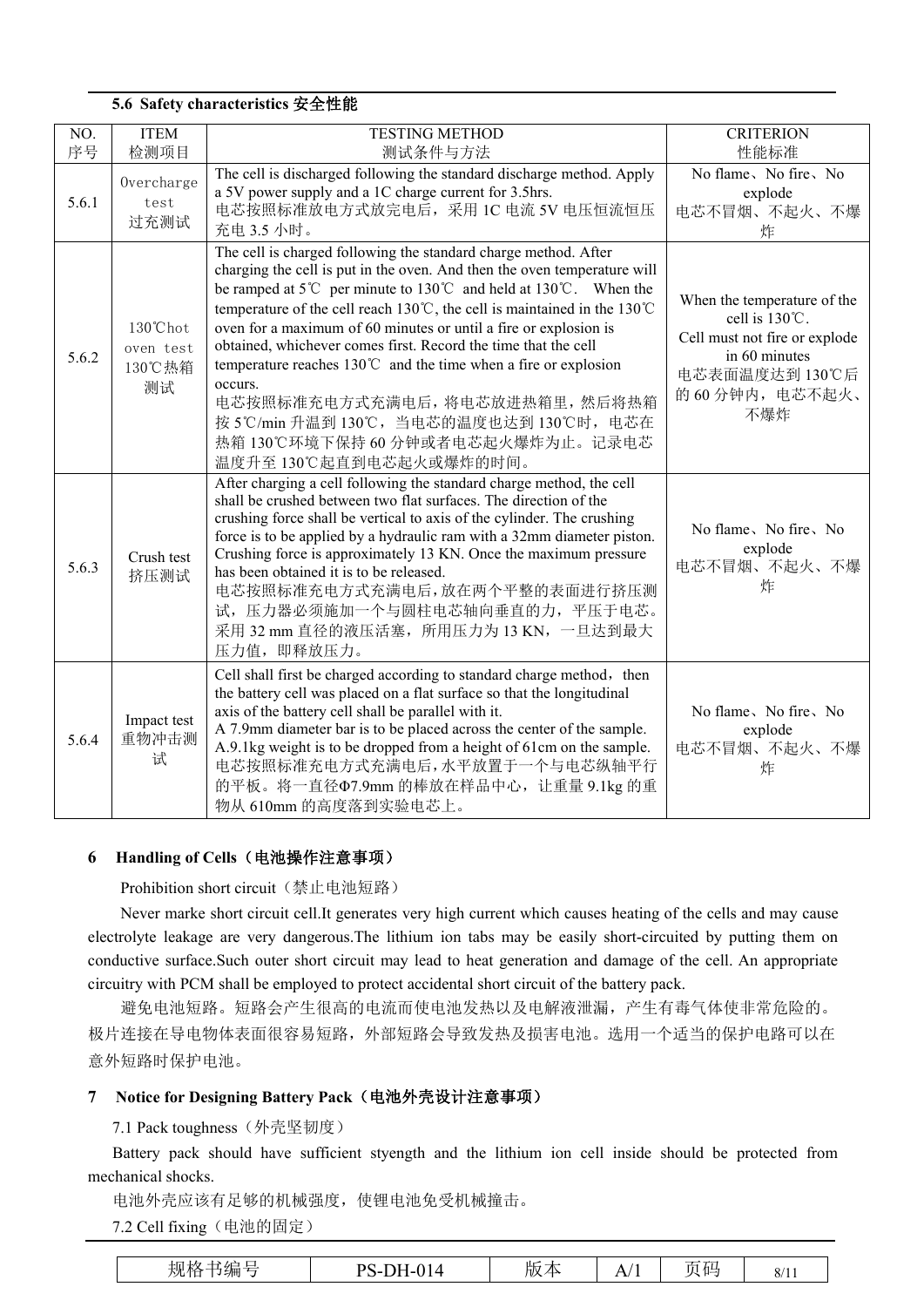**5.6 Safety characteristics 安全性能**

| NO.<br>序号 | ITEM<br>检测项目 | TESTING METHOD<br>测试条件与方法 | CRITERION<br>性能标准 |
|---|---|---|---|
| 5.6.1 | Overcharge test<br>过充测试 | The cell is discharged following the standard discharge method. Apply a 5V power supply and a 1C charge current for 3.5hrs.<br>电芯按照标准放电方式放完电后，采用 1C 电流 5V 电压恒流恒压充电 3.5 小时。 | No flame、No fire、No explode<br>电芯不冒烟、不起火、不爆炸 |
| 5.6.2 | 130℃hot oven test<br>130℃热箱测试 | The cell is charged following the standard charge method. After charging the cell is put in the oven. And then the oven temperature will be ramped at 5℃ per minute to 130℃ and held at 130℃. When the temperature of the cell reach 130℃, the cell is maintained in the 130℃ oven for a maximum of 60 minutes or until a fire or explosion is obtained, whichever comes first. Record the time that the cell temperature reaches 130℃ and the time when a fire or explosion occurs.<br>电芯按照标准充电方式充满电后，将电芯放进热箱里，然后将热箱按 5℃/min 升温到 130℃，当电芯的温度也达到 130℃时，电芯在热箱 130℃环境下保持 60 分钟或者电芯起火爆炸为止。记录电芯温度升至 130℃起直到电芯起火或爆炸的时间。 | When the temperature of the cell is 130℃.<br>Cell must not fire or explode in 60 minutes<br>电芯表面温度达到 130℃后的 60 分钟内，电芯不起火、不爆炸 |
| 5.6.3 | Crush test<br>挤压测试 | After charging a cell following the standard charge method, the cell shall be crushed between two flat surfaces. The direction of the crushing force shall be vertical to axis of the cylinder. The crushing force is to be applied by a hydraulic ram with a 32mm diameter piston. Crushing force is approximately 13 KN. Once the maximum pressure has been obtained it is to be released.<br>电芯按照标准充电方式充满电后，放在两个平整的表面进行挤压测试，压力器必须施加一个与圆柱电芯轴向垂直的力，平压于电芯。采用 32 mm 直径的液压活塞，所用压力为 13 KN，一旦达到最大压力值，即释放压力。 | No flame、No fire、No explode<br>电芯不冒烟、不起火、不爆炸 |
| 5.6.4 | Impact test<br>重物冲击测试 | Cell shall first be charged according to standard charge method，then the battery cell was placed on a flat surface so that the longitudinal axis of the battery cell shall be parallel with it.<br>A 7.9mm diameter bar is to be placed across the center of the sample. A.9.1kg weight is to be dropped from a height of 61cm on the sample.<br>电芯按照标准充电方式充满电后，水平放置于一个与电芯纵轴平行的平板。将一直径Φ7.9mm 的棒放在样品中心，让重量 9.1kg 的重物从 610mm 的高度落到实验电芯上。 | No flame、No fire、No explode<br>电芯不冒烟、不起火、不爆炸 |

## 6 Handling of Cells（电池操作注意事项）

Prohibition short circuit（禁止电池短路）

Never marke short circuit cell.It generates very high current which causes heating of the cells and may cause electrolyte leakage are very dangerous.The lithium ion tabs may be easily short-circuited by putting them on conductive surface.Such outer short circuit may lead to heat generation and damage of the cell. An appropriate circuitry with PCM shall be employed to protect accidental short circuit of the battery pack.

避免电池短路。短路会产生很高的电流而使电池发热以及电解液泄漏，产生有毒气体使非常危险的。极片连接在导电物体表面很容易短路，外部短路会导致发热及损害电池。选用一个适当的保护电路可以在意外短路时保护电池。

## 7 Notice for Designing Battery Pack（电池外壳设计注意事项）

7.1 Pack toughness（外壳坚韧度）

Battery pack should have sufficient styength and the lithium ion cell inside should be protected from mechanical shocks.

电池外壳应该有足够的机械强度，使锂电池免受机械撞击。

7.2 Cell fixing（电池的固定）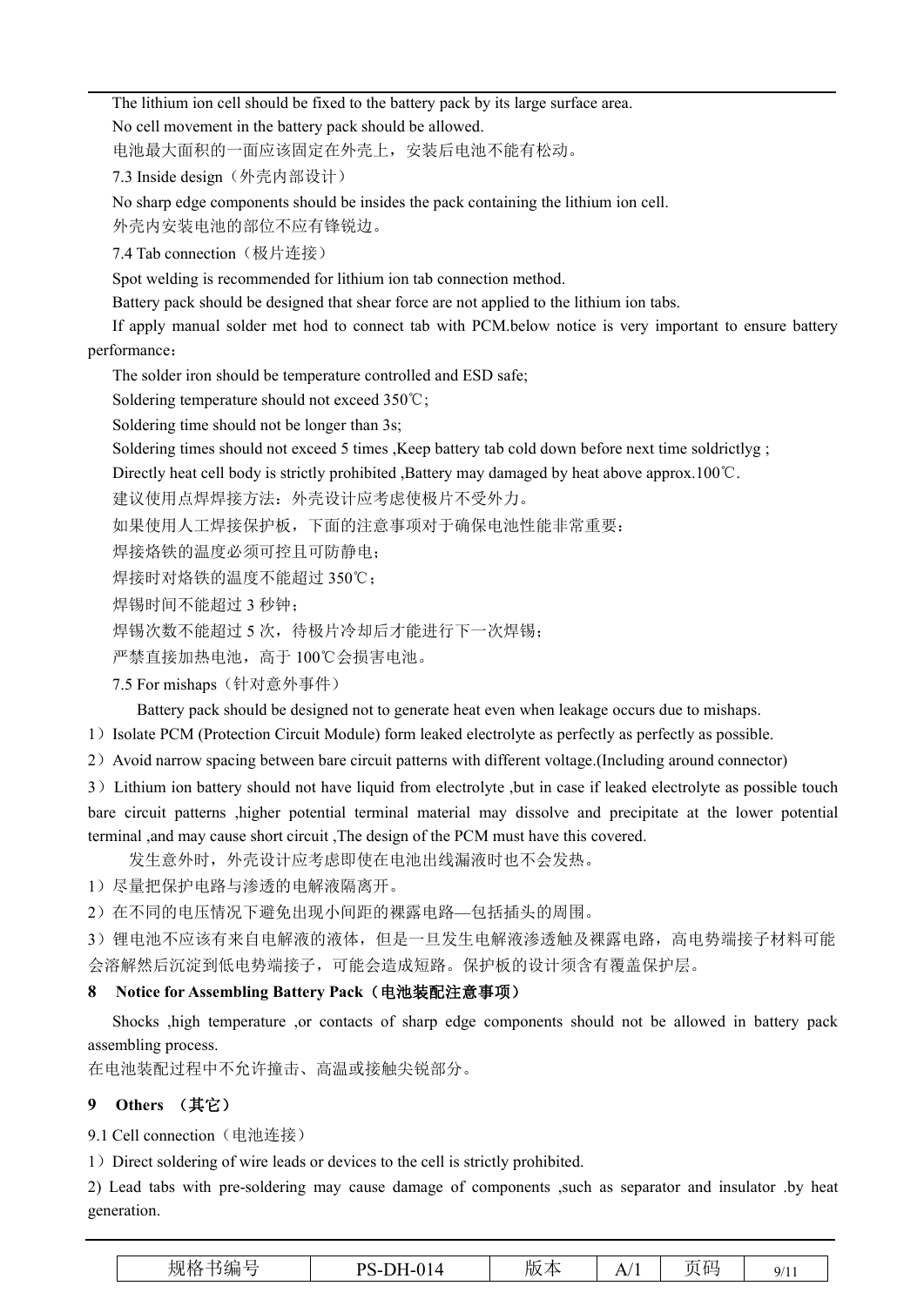The lithium ion cell should be fixed to the battery pack by its large surface area.

No cell movement in the battery pack should be allowed.

电池最大面积的一面应该固定在外壳上，安装后电池不能有松动。

7.3 Inside design（外壳内部设计）

No sharp edge components should be insides the pack containing the lithium ion cell.

外壳内安装电池的部位不应有锋锐边。

7.4 Tab connection（极片连接）

Spot welding is recommended for lithium ion tab connection method.

Battery pack should be designed that shear force are not applied to the lithium ion tabs.

If apply manual solder met hod to connect tab with PCM.below notice is very important to ensure battery performance：

The solder iron should be temperature controlled and ESD safe;

Soldering temperature should not exceed 350℃;

Soldering time should not be longer than 3s;

Soldering times should not exceed 5 times ,Keep battery tab cold down before next time soldrictlyg ;

Directly heat cell body is strictly prohibited ,Battery may damaged by heat above approx.100℃.

建议使用点焊焊接方法：外壳设计应考虑使极片不受外力。

如果使用人工焊接保护板，下面的注意事项对于确保电池性能非常重要：

焊接烙铁的温度必须可控且可防静电；

焊接时对烙铁的温度不能超过 350℃；

焊锡时间不能超过 3 秒钟；

焊锡次数不能超过 5 次，待极片冷却后才能进行下一次焊锡；

严禁直接加热电池，高于 100℃会损害电池。

7.5 For mishaps（针对意外事件）

Battery pack should be designed not to generate heat even when leakage occurs due to mishaps.

1）Isolate PCM (Protection Circuit Module) form leaked electrolyte as perfectly as perfectly as possible.

2）Avoid narrow spacing between bare circuit patterns with different voltage.(Including around connector)

3）Lithium ion battery should not have liquid from electrolyte ,but in case if leaked electrolyte as possible touch bare circuit patterns ,higher potential terminal material may dissolve and precipitate at the lower potential terminal ,and may cause short circuit ,The design of the PCM must have this covered.

发生意外时，外壳设计应考虑即使在电池出线漏液时也不会发热。

1）尽量把保护电路与渗透的电解液隔离开。

2）在不同的电压情况下避免出现小间距的裸露电路—包括插头的周围。

3）锂电池不应该有来自电解液的液体，但是一旦发生电解液渗透触及裸露电路，高电势端接子材料可能会溶解然后沉淀到低电势端接子，可能会造成短路。保护板的设计须含有覆盖保护层。

## 8 Notice for Assembling Battery Pack（电池装配注意事项）

Shocks ,high temperature ,or contacts of sharp edge components should not be allowed in battery pack assembling process.

在电池装配过程中不允许撞击、高温或接触尖锐部分。

## 9 Others （其它）

9.1 Cell connection（电池连接）

1）Direct soldering of wire leads or devices to the cell is strictly prohibited.

2) Lead tabs with pre-soldering may cause damage of components ,such as separator and insulator .by heat generation.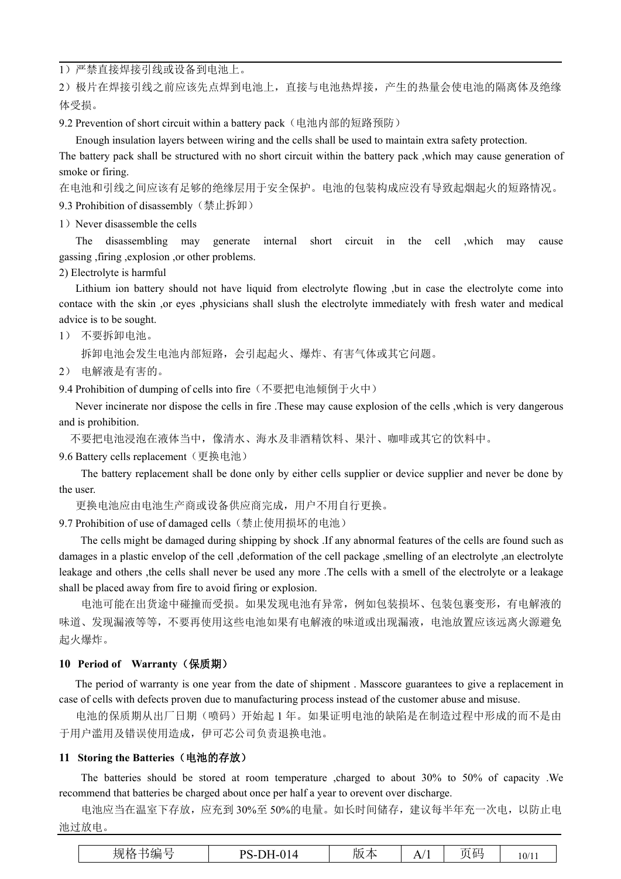1）严禁直接焊接引线或设备到电池上。

2）极片在焊接引线之前应该先点焊到电池上，直接与电池热焊接，产生的热量会使电池的隔离体及绝缘体受损。

9.2 Prevention of short circuit within a battery pack（电池内部的短路预防）

Enough insulation layers between wiring and the cells shall be used to maintain extra safety protection. The battery pack shall be structured with no short circuit within the battery pack ,which may cause generation of smoke or firing.

在电池和引线之间应该有足够的绝缘层用于安全保护。电池的包装构成应没有导致起烟起火的短路情况。

9.3 Prohibition of disassembly（禁止拆卸）

1）Never disassemble the cells

The disassembling may generate internal short circuit in the cell ,which may cause gassing ,firing ,explosion ,or other problems.

2) Electrolyte is harmful

Lithium ion battery should not have liquid from electrolyte flowing ,but in case the electrolyte come into contace with the skin ,or eyes ,physicians shall slush the electrolyte immediately with fresh water and medical advice is to be sought.

1） 不要拆卸电池。

拆卸电池会发生电池内部短路，会引起起火、爆炸、有害气体或其它问题。

2） 电解液是有害的。

9.4 Prohibition of dumping of cells into fire（不要把电池倾倒于火中）

Never incinerate nor dispose the cells in fire .These may cause explosion of the cells ,which is very dangerous and is prohibition.

不要把电池浸泡在液体当中，像清水、海水及非酒精饮料、果汁、咖啡或其它的饮料中。

9.6 Battery cells replacement（更换电池）

The battery replacement shall be done only by either cells supplier or device supplier and never be done by the user.

更换电池应由电池生产商或设备供应商完成，用户不用自行更换。

9.7 Prohibition of use of damaged cells（禁止使用损坏的电池）

The cells might be damaged during shipping by shock .If any abnormal features of the cells are found such as damages in a plastic envelop of the cell ,deformation of the cell package ,smelling of an electrolyte ,an electrolyte leakage and others ,the cells shall never be used any more .The cells with a smell of the electrolyte or a leakage shall be placed away from fire to avoid firing or explosion.

电池可能在出货途中碰撞而受损。如果发现电池有异常，例如包装损坏、包装包裹变形，有电解液的味道、发现漏液等等，不要再使用这些电池如果有电解液的味道或出现漏液，电池放置应该远离火源避免起火爆炸。

## 10 Period of Warranty（保质期）

The period of warranty is one year from the date of shipment . Masscore guarantees to give a replacement in case of cells with defects proven due to manufacturing process instead of the customer abuse and misuse.

电池的保质期从出厂日期（喷码）开始起 1 年。如果证明电池的缺陷是在制造过程中形成的而不是由于用户滥用及错误使用造成，伊可芯公司负责退换电池。

## 11 Storing the Batteries（电池的存放）

The batteries should be stored at room temperature ,charged to about 30% to 50% of capacity .We recommend that batteries be charged about once per half a year to orevent over discharge.

电池应当在温室下存放，应充到 30%至 50%的电量。如长时间储存，建议每半年充一次电，以防止电池过放电。

| 规格书编号 | PS-DH-014 | 版本 | A/1 | 页码 | 10/11 |
|---|---|---|---|---|---|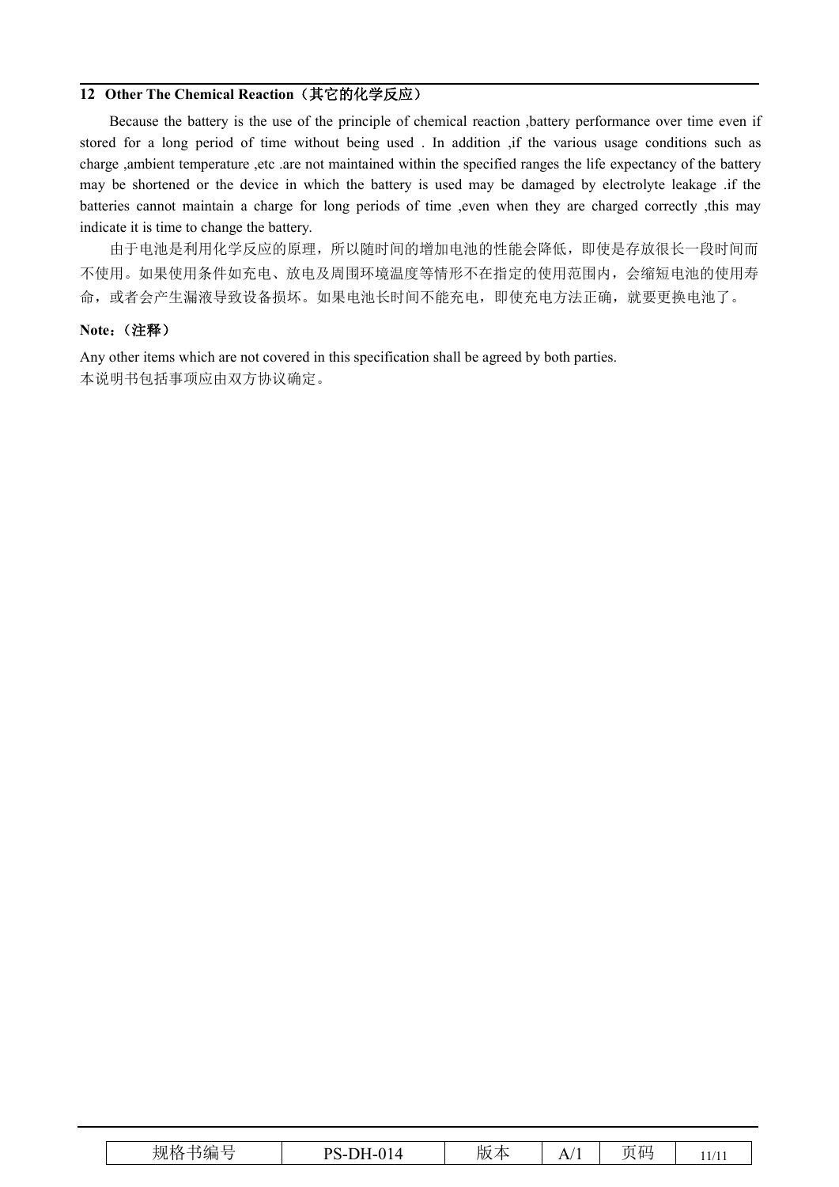## 12 Other The Chemical Reaction（其它的化学反应）

Because the battery is the use of the principle of chemical reaction ,battery performance over time even if stored for a long period of time without being used . In addition ,if the various usage conditions such as charge ,ambient temperature ,etc .are not maintained within the specified ranges the life expectancy of the battery may be shortened or the device in which the battery is used may be damaged by electrolyte leakage .if the batteries cannot maintain a charge for long periods of time ,even when they are charged correctly ,this may indicate it is time to change the battery.

由于电池是利用化学反应的原理，所以随时间的增加电池的性能会降低，即使是存放很长一段时间而不使用。如果使用条件如充电、放电及周围环境温度等情形不在指定的使用范围内，会缩短电池的使用寿命，或者会产生漏液导致设备损坏。如果电池长时间不能充电，即使充电方法正确，就要更换电池了。

**Note：（注释）**

Any other items which are not covered in this specification shall be agreed by both parties.
本说明书包括事项应由双方协议确定。